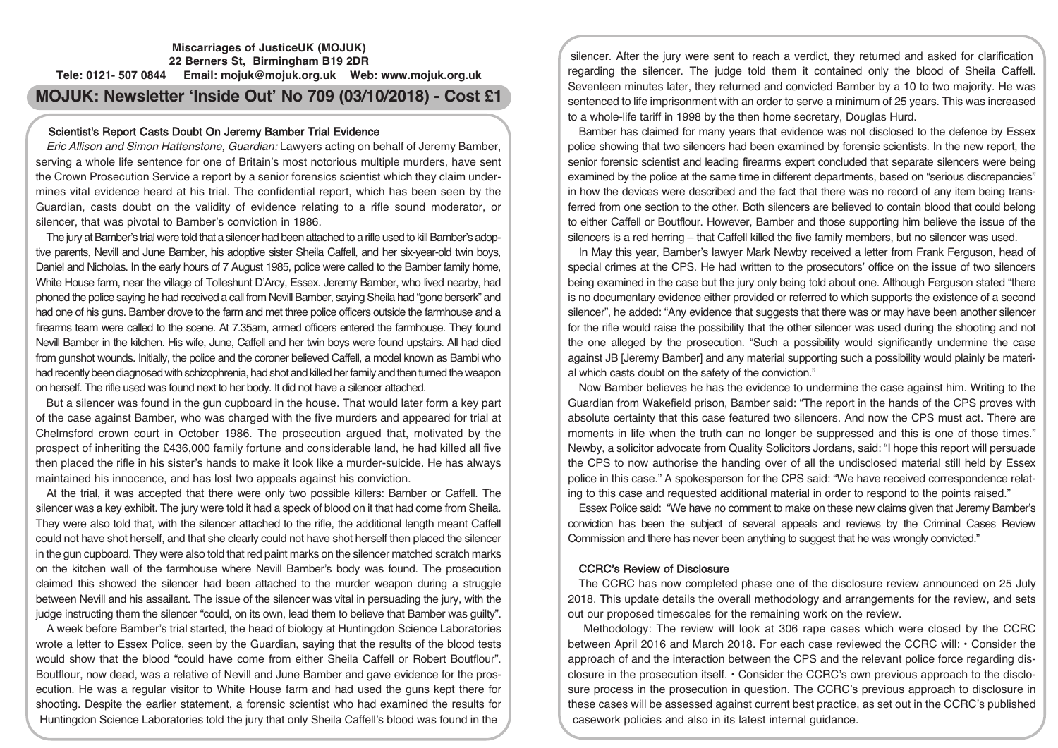**Miscarriages of JusticeUK (MOJUK)**
**22 Berners St, Birmingham B19 2DR**
**Tele: 0121- 507 0844 Email: mojuk@mojuk.org.uk Web: www.mojuk.org.uk**

# MOJUK: Newsletter 'Inside Out' No 709 (03/10/2018) - Cost £1

## Scientist's Report Casts Doubt On Jeremy Bamber Trial Evidence

*Eric Allison and Simon Hattenstone, Guardian:* Lawyers acting on behalf of Jeremy Bamber, serving a whole life sentence for one of Britain's most notorious multiple murders, have sent the Crown Prosecution Service a report by a senior forensics scientist which they claim undermines vital evidence heard at his trial. The confidential report, which has been seen by the Guardian, casts doubt on the validity of evidence relating to a rifle sound moderator, or silencer, that was pivotal to Bamber's conviction in 1986.

The jury at Bamber's trial were told that a silencer had been attached to a rifle used to kill Bamber's adoptive parents, Nevill and June Bamber, his adoptive sister Sheila Caffell, and her six-year-old twin boys, Daniel and Nicholas. In the early hours of 7 August 1985, police were called to the Bamber family home, White House farm, near the village of Tolleshunt D'Arcy, Essex. Jeremy Bamber, who lived nearby, had phoned the police saying he had received a call from Nevill Bamber, saying Sheila had "gone berserk" and had one of his guns. Bamber drove to the farm and met three police officers outside the farmhouse and a firearms team were called to the scene. At 7.35am, armed officers entered the farmhouse. They found Nevill Bamber in the kitchen. His wife, June, Caffell and her twin boys were found upstairs. All had died from gunshot wounds. Initially, the police and the coroner believed Caffell, a model known as Bambi who had recently been diagnosed with schizophrenia, had shot and killed her family and then turned the weapon on herself. The rifle used was found next to her body. It did not have a silencer attached.

But a silencer was found in the gun cupboard in the house. That would later form a key part of the case against Bamber, who was charged with the five murders and appeared for trial at Chelmsford crown court in October 1986. The prosecution argued that, motivated by the prospect of inheriting the £436,000 family fortune and considerable land, he had killed all five then placed the rifle in his sister's hands to make it look like a murder-suicide. He has always maintained his innocence, and has lost two appeals against his conviction.

At the trial, it was accepted that there were only two possible killers: Bamber or Caffell. The silencer was a key exhibit. The jury were told it had a speck of blood on it that had come from Sheila. They were also told that, with the silencer attached to the rifle, the additional length meant Caffell could not have shot herself and that she clearly could not have shot herself then placed the silencer in the gun cupboard. They were also told that red paint marks on the silencer matched scratch marks on the kitchen wall of the farmhouse where Nevill Bamber's body was found. The prosecution claimed this showed the silencer had been attached to the murder weapon during a struggle between Nevill and his assailant. The issue of the silencer was vital in persuading the jury, with the judge instructing them the silencer "could, on its own, lead them to believe that Bamber was guilty".

A week before Bamber's trial started, the head of biology at Huntingdon Science Laboratories wrote a letter to Essex Police, seen by the Guardian, saying that the results of the blood tests would show that the blood "could have come from either Sheila Caffell or Robert Boutflour". Boutflour, now dead, was a relative of Nevill and June Bamber and gave evidence for the prosecution. He was a regular visitor to White House farm and had used the guns kept there for shooting. Despite the earlier statement, a forensic scientist who had examined the results for Huntingdon Science Laboratories told the jury that only Sheila Caffell's blood was found in the silencer. After the jury were sent to reach a verdict, they returned and asked for clarification regarding the silencer. The judge told them it contained only the blood of Sheila Caffell. Seventeen minutes later, they returned and convicted Bamber by a 10 to two majority. He was sentenced to life imprisonment with an order to serve a minimum of 25 years. This was increased to a whole-life tariff in 1998 by the then home secretary, Douglas Hurd.

Bamber has claimed for many years that evidence was not disclosed to the defence by Essex police showing that two silencers had been examined by forensic scientists. In the new report, the senior forensic scientist and leading firearms expert concluded that separate silencers were being examined by the police at the same time in different departments, based on "serious discrepancies" in how the devices were described and the fact that there was no record of any item being transferred from one section to the other. Both silencers are believed to contain blood that could belong to either Caffell or Boutflour. However, Bamber and those supporting him believe the issue of the silencers is a red herring – that Caffell killed the five family members, but no silencer was used.

In May this year, Bamber's lawyer Mark Newby received a letter from Frank Ferguson, head of special crimes at the CPS. He had written to the prosecutors' office on the issue of two silencers being examined in the case but the jury only being told about one. Although Ferguson stated "there is no documentary evidence either provided or referred to which supports the existence of a second silencer", he added: "Any evidence that suggests that there was or may have been another silencer for the rifle would raise the possibility that the other silencer was used during the shooting and not the one alleged by the prosecution. "Such a possibility would significantly undermine the case against JB [Jeremy Bamber] and any material supporting such a possibility would plainly be material which casts doubt on the safety of the conviction."

Now Bamber believes he has the evidence to undermine the case against him. Writing to the Guardian from Wakefield prison, Bamber said: "The report in the hands of the CPS proves with absolute certainty that this case featured two silencers. And now the CPS must act. There are moments in life when the truth can no longer be suppressed and this is one of those times." Newby, a solicitor advocate from Quality Solicitors Jordans, said: "I hope this report will persuade the CPS to now authorise the handing over of all the undisclosed material still held by Essex police in this case." A spokesperson for the CPS said: "We have received correspondence relating to this case and requested additional material in order to respond to the points raised."

Essex Police said: "We have no comment to make on these new claims given that Jeremy Bamber's conviction has been the subject of several appeals and reviews by the Criminal Cases Review Commission and there has never been anything to suggest that he was wrongly convicted."

## CCRC's Review of Disclosure

The CCRC has now completed phase one of the disclosure review announced on 25 July 2018. This update details the overall methodology and arrangements for the review, and sets out our proposed timescales for the remaining work on the review.

Methodology: The review will look at 306 rape cases which were closed by the CCRC between April 2016 and March 2018. For each case reviewed the CCRC will: • Consider the approach of and the interaction between the CPS and the relevant police force regarding disclosure in the prosecution itself. • Consider the CCRC's own previous approach to the disclosure process in the prosecution in question. The CCRC's previous approach to disclosure in these cases will be assessed against current best practice, as set out in the CCRC's published casework policies and also in its latest internal guidance.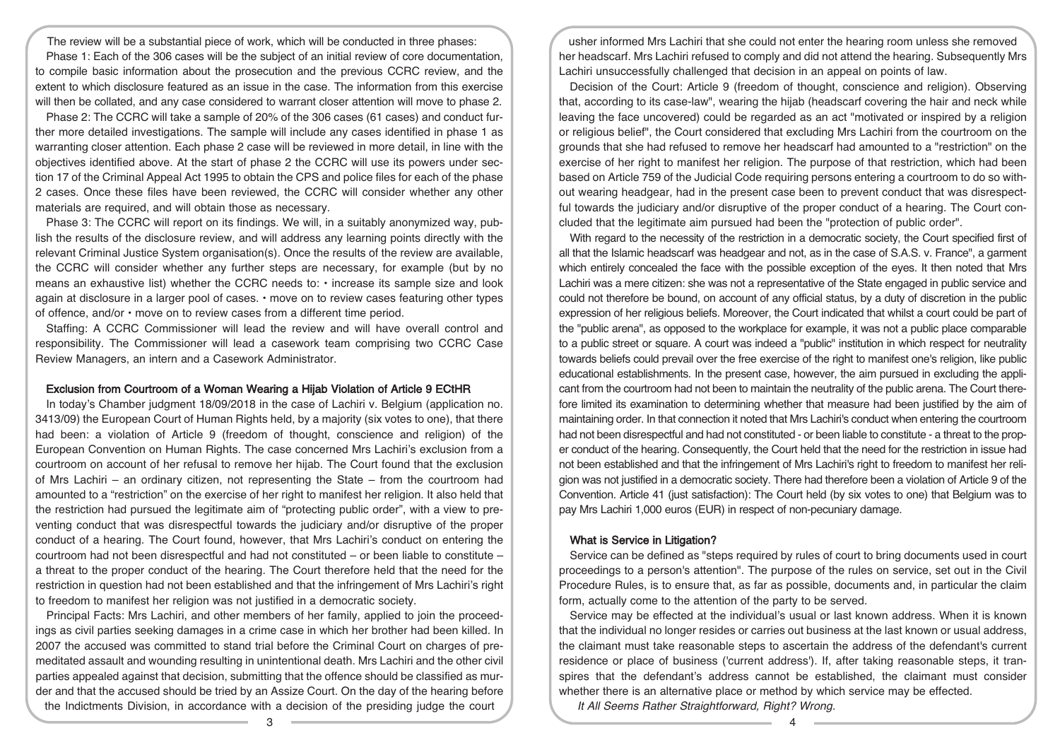The review will be a substantial piece of work, which will be conducted in three phases:

Phase 1: Each of the 306 cases will be the subject of an initial review of core documentation, to compile basic information about the prosecution and the previous CCRC review, and the extent to which disclosure featured as an issue in the case. The information from this exercise will then be collated, and any case considered to warrant closer attention will move to phase 2.

Phase 2: The CCRC will take a sample of 20% of the 306 cases (61 cases) and conduct further more detailed investigations. The sample will include any cases identified in phase 1 as warranting closer attention. Each phase 2 case will be reviewed in more detail, in line with the objectives identified above. At the start of phase 2 the CCRC will use its powers under section 17 of the Criminal Appeal Act 1995 to obtain the CPS and police files for each of the phase 2 cases. Once these files have been reviewed, the CCRC will consider whether any other materials are required, and will obtain those as necessary.

Phase 3: The CCRC will report on its findings. We will, in a suitably anonymized way, publish the results of the disclosure review, and will address any learning points directly with the relevant Criminal Justice System organisation(s). Once the results of the review are available, the CCRC will consider whether any further steps are necessary, for example (but by no means an exhaustive list) whether the CCRC needs to: • increase its sample size and look again at disclosure in a larger pool of cases. • move on to review cases featuring other types of offence, and/or • move on to review cases from a different time period.

Staffing: A CCRC Commissioner will lead the review and will have overall control and responsibility. The Commissioner will lead a casework team comprising two CCRC Case Review Managers, an intern and a Casework Administrator.

### Exclusion from Courtroom of a Woman Wearing a Hijab Violation of Article 9 ECtHR

In today's Chamber judgment 18/09/2018 in the case of Lachiri v. Belgium (application no. 3413/09) the European Court of Human Rights held, by a majority (six votes to one), that there had been: a violation of Article 9 (freedom of thought, conscience and religion) of the European Convention on Human Rights. The case concerned Mrs Lachiri's exclusion from a courtroom on account of her refusal to remove her hijab. The Court found that the exclusion of Mrs Lachiri – an ordinary citizen, not representing the State – from the courtroom had amounted to a "restriction" on the exercise of her right to manifest her religion. It also held that the restriction had pursued the legitimate aim of "protecting public order", with a view to preventing conduct that was disrespectful towards the judiciary and/or disruptive of the proper conduct of a hearing. The Court found, however, that Mrs Lachiri's conduct on entering the courtroom had not been disrespectful and had not constituted – or been liable to constitute – a threat to the proper conduct of the hearing. The Court therefore held that the need for the restriction in question had not been established and that the infringement of Mrs Lachiri's right to freedom to manifest her religion was not justified in a democratic society.

Principal Facts: Mrs Lachiri, and other members of her family, applied to join the proceedings as civil parties seeking damages in a crime case in which her brother had been killed. In 2007 the accused was committed to stand trial before the Criminal Court on charges of premeditated assault and wounding resulting in unintentional death. Mrs Lachiri and the other civil parties appealed against that decision, submitting that the offence should be classified as murder and that the accused should be tried by an Assize Court. On the day of the hearing before the Indictments Division, in accordance with a decision of the presiding judge the court usher informed Mrs Lachiri that she could not enter the hearing room unless she removed her headscarf. Mrs Lachiri refused to comply and did not attend the hearing. Subsequently Mrs Lachiri unsuccessfully challenged that decision in an appeal on points of law.

Decision of the Court: Article 9 (freedom of thought, conscience and religion). Observing that, according to its case-law", wearing the hijab (headscarf covering the hair and neck while leaving the face uncovered) could be regarded as an act "motivated or inspired by a religion or religious belief", the Court considered that excluding Mrs Lachiri from the courtroom on the grounds that she had refused to remove her headscarf had amounted to a "restriction" on the exercise of her right to manifest her religion. The purpose of that restriction, which had been based on Article 759 of the Judicial Code requiring persons entering a courtroom to do so without wearing headgear, had in the present case been to prevent conduct that was disrespectful towards the judiciary and/or disruptive of the proper conduct of a hearing. The Court concluded that the legitimate aim pursued had been the "protection of public order".

With regard to the necessity of the restriction in a democratic society, the Court specified first of all that the Islamic headscarf was headgear and not, as in the case of S.A.S. v. France", a garment which entirely concealed the face with the possible exception of the eyes. It then noted that Mrs Lachiri was a mere citizen: she was not a representative of the State engaged in public service and could not therefore be bound, on account of any official status, by a duty of discretion in the public expression of her religious beliefs. Moreover, the Court indicated that whilst a court could be part of the "public arena", as opposed to the workplace for example, it was not a public place comparable to a public street or square. A court was indeed a "public" institution in which respect for neutrality towards beliefs could prevail over the free exercise of the right to manifest one's religion, like public educational establishments. In the present case, however, the aim pursued in excluding the applicant from the courtroom had not been to maintain the neutrality of the public arena. The Court therefore limited its examination to determining whether that measure had been justified by the aim of maintaining order. In that connection it noted that Mrs Lachiri's conduct when entering the courtroom had not been disrespectful and had not constituted - or been liable to constitute - a threat to the proper conduct of the hearing. Consequently, the Court held that the need for the restriction in issue had not been established and that the infringement of Mrs Lachiri's right to freedom to manifest her religion was not justified in a democratic society. There had therefore been a violation of Article 9 of the Convention. Article 41 (just satisfaction): The Court held (by six votes to one) that Belgium was to pay Mrs Lachiri 1,000 euros (EUR) in respect of non-pecuniary damage.

### What is Service in Litigation?

Service can be defined as "steps required by rules of court to bring documents used in court proceedings to a person's attention". The purpose of the rules on service, set out in the Civil Procedure Rules, is to ensure that, as far as possible, documents and, in particular the claim form, actually come to the attention of the party to be served.

Service may be effected at the individual's usual or last known address. When it is known that the individual no longer resides or carries out business at the last known or usual address, the claimant must take reasonable steps to ascertain the address of the defendant's current residence or place of business ('current address'). If, after taking reasonable steps, it transpires that the defendant's address cannot be established, the claimant must consider whether there is an alternative place or method by which service may be effected.

*It All Seems Rather Straightforward, Right? Wrong.*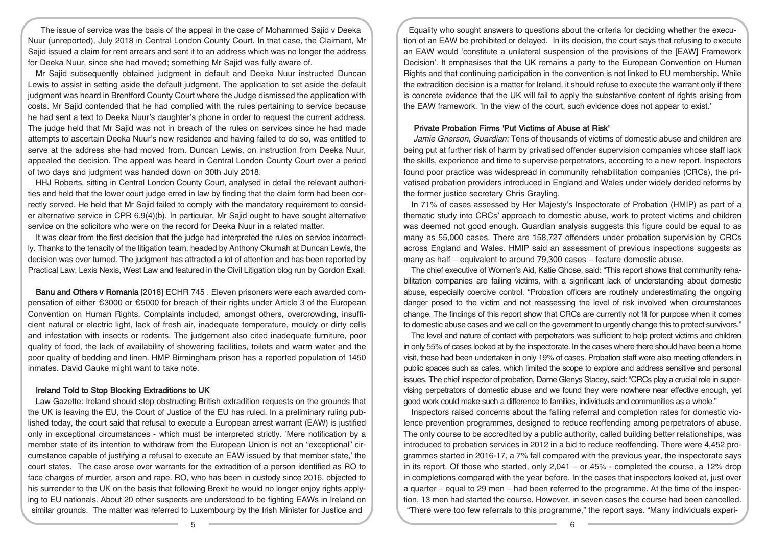The issue of service was the basis of the appeal in the case of Mohammed Sajid v Deeka Nuur (unreported), July 2018 in Central London County Court. In that case, the Claimant, Mr Sajid issued a claim for rent arrears and sent it to an address which was no longer the address for Deeka Nuur, since she had moved; something Mr Sajid was fully aware of.

Mr Sajid subsequently obtained judgment in default and Deeka Nuur instructed Duncan Lewis to assist in setting aside the default judgment. The application to set aside the default judgment was heard in Brentford County Court where the Judge dismissed the application with costs. Mr Sajid contended that he had complied with the rules pertaining to service because he had sent a text to Deeka Nuur's daughter's phone in order to request the current address. The judge held that Mr Sajid was not in breach of the rules on services since he had made attempts to ascertain Deeka Nuur's new residence and having failed to do so, was entitled to serve at the address she had moved from. Duncan Lewis, on instruction from Deeka Nuur, appealed the decision. The appeal was heard in Central London County Court over a period of two days and judgment was handed down on 30th July 2018.

HHJ Roberts, sitting in Central London County Court, analysed in detail the relevant authorities and held that the lower court judge erred in law by finding that the claim form had been correctly served. He held that Mr Sajid failed to comply with the mandatory requirement to consider alternative service in CPR 6.9(4)(b). In particular, Mr Sajid ought to have sought alternative service on the solicitors who were on the record for Deeka Nuur in a related matter.

It was clear from the first decision that the judge had interpreted the rules on service incorrectly. Thanks to the tenacity of the litigation team, headed by Anthony Okumah at Duncan Lewis, the decision was over turned. The judgment has attracted a lot of attention and has been reported by Practical Law, Lexis Nexis, West Law and featured in the Civil Litigation blog run by Gordon Exall.

**Banu and Others v Romania** [2018] ECHR 745 . Eleven prisoners were each awarded compensation of either €3000 or €5000 for breach of their rights under Article 3 of the European Convention on Human Rights. Complaints included, amongst others, overcrowding, insufficient natural or electric light, lack of fresh air, inadequate temperature, mouldy or dirty cells and infestation with insects or rodents. The judgement also cited inadequate furniture, poor quality of food, the lack of availability of showering facilities, toilets and warm water and the poor quality of bedding and linen. HMP Birmingham prison has a reported population of 1450 inmates. David Gauke might want to take note.

### Ireland Told to Stop Blocking Extraditions to UK

Law Gazette: Ireland should stop obstructing British extradition requests on the grounds that the UK is leaving the EU, the Court of Justice of the EU has ruled. In a preliminary ruling published today, the court said that refusal to execute a European arrest warrant (EAW) is justified only in exceptional circumstances - which must be interpreted strictly. 'Mere notification by a member state of its intention to withdraw from the European Union is not an "exceptional" circumstance capable of justifying a refusal to execute an EAW issued by that member state,' the court states. The case arose over warrants for the extradition of a person identified as RO to face charges of murder, arson and rape. RO, who has been in custody since 2016, objected to his surrender to the UK on the basis that following Brexit he would no longer enjoy rights applying to EU nationals. About 20 other suspects are understood to be fighting EAWs in Ireland on similar grounds. The matter was referred to Luxembourg by the Irish Minister for Justice and Equality who sought answers to questions about the criteria for deciding whether the execution of an EAW be prohibited or delayed. In its decision, the court says that refusing to execute an EAW would 'constitute a unilateral suspension of the provisions of the [EAW] Framework Decision'. It emphasises that the UK remains a party to the European Convention on Human Rights and that continuing participation in the convention is not linked to EU membership. While the extradition decision is a matter for Ireland, it should refuse to execute the warrant only if there is concrete evidence that the UK will fail to apply the substantive content of rights arising from the EAW framework. 'In the view of the court, such evidence does not appear to exist.'

### Private Probation Firms 'Put Victims of Abuse at Risk'

*Jamie Grierson, Guardian:* Tens of thousands of victims of domestic abuse and children are being put at further risk of harm by privatised offender supervision companies whose staff lack the skills, experience and time to supervise perpetrators, according to a new report. Inspectors found poor practice was widespread in community rehabilitation companies (CRCs), the privatised probation providers introduced in England and Wales under widely derided reforms by the former justice secretary Chris Grayling.

In 71% of cases assessed by Her Majesty's Inspectorate of Probation (HMIP) as part of a thematic study into CRCs' approach to domestic abuse, work to protect victims and children was deemed not good enough. Guardian analysis suggests this figure could be equal to as many as 55,000 cases. There are 158,727 offenders under probation supervision by CRCs across England and Wales. HMIP said an assessment of previous inspections suggests as many as half – equivalent to around 79,300 cases – feature domestic abuse.

The chief executive of Women's Aid, Katie Ghose, said: "This report shows that community rehabilitation companies are failing victims, with a significant lack of understanding about domestic abuse, especially coercive control. "Probation officers are routinely underestimating the ongoing danger posed to the victim and not reassessing the level of risk involved when circumstances change. The findings of this report show that CRCs are currently not fit for purpose when it comes to domestic abuse cases and we call on the government to urgently change this to protect survivors."

The level and nature of contact with perpetrators was sufficient to help protect victims and children in only 55% of cases looked at by the inspectorate. In the cases where there should have been a home visit, these had been undertaken in only 19% of cases. Probation staff were also meeting offenders in public spaces such as cafes, which limited the scope to explore and address sensitive and personal issues. The chief inspector of probation, Dame Glenys Stacey, said: "CRCs play a crucial role in supervising perpetrators of domestic abuse and we found they were nowhere near effective enough, yet good work could make such a difference to families, individuals and communities as a whole."

Inspectors raised concerns about the falling referral and completion rates for domestic violence prevention programmes, designed to reduce reoffending among perpetrators of abuse. The only course to be accredited by a public authority, called building better relationships, was introduced to probation services in 2012 in a bid to reduce reoffending. There were 4,452 programmes started in 2016-17, a 7% fall compared with the previous year, the inspectorate says in its report. Of those who started, only 2,041 – or 45% - completed the course, a 12% drop in completions compared with the year before. In the cases that inspectors looked at, just over a quarter – equal to 29 men – had been referred to the programme. At the time of the inspection, 13 men had started the course. However, in seven cases the course had been cancelled. "There were too few referrals to this programme," the report says. "Many individuals experi-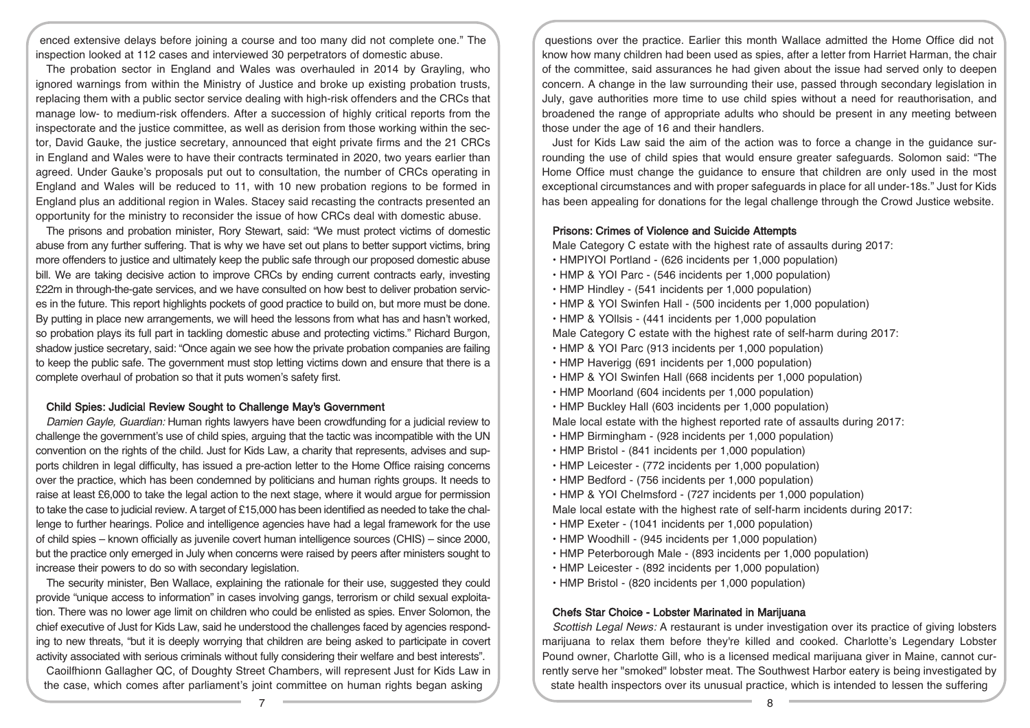enced extensive delays before joining a course and too many did not complete one." The inspection looked at 112 cases and interviewed 30 perpetrators of domestic abuse.

The probation sector in England and Wales was overhauled in 2014 by Grayling, who ignored warnings from within the Ministry of Justice and broke up existing probation trusts, replacing them with a public sector service dealing with high-risk offenders and the CRCs that manage low- to medium-risk offenders. After a succession of highly critical reports from the inspectorate and the justice committee, as well as derision from those working within the sector, David Gauke, the justice secretary, announced that eight private firms and the 21 CRCs in England and Wales were to have their contracts terminated in 2020, two years earlier than agreed. Under Gauke's proposals put out to consultation, the number of CRCs operating in England and Wales will be reduced to 11, with 10 new probation regions to be formed in England plus an additional region in Wales. Stacey said recasting the contracts presented an opportunity for the ministry to reconsider the issue of how CRCs deal with domestic abuse.

The prisons and probation minister, Rory Stewart, said: "We must protect victims of domestic abuse from any further suffering. That is why we have set out plans to better support victims, bring more offenders to justice and ultimately keep the public safe through our proposed domestic abuse bill. We are taking decisive action to improve CRCs by ending current contracts early, investing £22m in through-the-gate services, and we have consulted on how best to deliver probation services in the future. This report highlights pockets of good practice to build on, but more must be done. By putting in place new arrangements, we will heed the lessons from what has and hasn't worked, so probation plays its full part in tackling domestic abuse and protecting victims." Richard Burgon, shadow justice secretary, said: "Once again we see how the private probation companies are failing to keep the public safe. The government must stop letting victims down and ensure that there is a complete overhaul of probation so that it puts women's safety first.

### Child Spies: Judicial Review Sought to Challenge May's Government

*Damien Gayle, Guardian:* Human rights lawyers have been crowdfunding for a judicial review to challenge the government's use of child spies, arguing that the tactic was incompatible with the UN convention on the rights of the child. Just for Kids Law, a charity that represents, advises and supports children in legal difficulty, has issued a pre-action letter to the Home Office raising concerns over the practice, which has been condemned by politicians and human rights groups. It needs to raise at least £6,000 to take the legal action to the next stage, where it would argue for permission to take the case to judicial review. A target of £15,000 has been identified as needed to take the challenge to further hearings. Police and intelligence agencies have had a legal framework for the use of child spies – known officially as juvenile covert human intelligence sources (CHIS) – since 2000, but the practice only emerged in July when concerns were raised by peers after ministers sought to increase their powers to do so with secondary legislation.

The security minister, Ben Wallace, explaining the rationale for their use, suggested they could provide "unique access to information" in cases involving gangs, terrorism or child sexual exploitation. There was no lower age limit on children who could be enlisted as spies. Enver Solomon, the chief executive of Just for Kids Law, said he understood the challenges faced by agencies responding to new threats, "but it is deeply worrying that children are being asked to participate in covert activity associated with serious criminals without fully considering their welfare and best interests".

Caoilfhionn Gallagher QC, of Doughty Street Chambers, will represent Just for Kids Law in the case, which comes after parliament's joint committee on human rights began asking questions over the practice. Earlier this month Wallace admitted the Home Office did not know how many children had been used as spies, after a letter from Harriet Harman, the chair of the committee, said assurances he had given about the issue had served only to deepen concern. A change in the law surrounding their use, passed through secondary legislation in July, gave authorities more time to use child spies without a need for reauthorisation, and broadened the range of appropriate adults who should be present in any meeting between those under the age of 16 and their handlers.

Just for Kids Law said the aim of the action was to force a change in the guidance surrounding the use of child spies that would ensure greater safeguards. Solomon said: "The Home Office must change the guidance to ensure that children are only used in the most exceptional circumstances and with proper safeguards in place for all under-18s." Just for Kids has been appealing for donations for the legal challenge through the Crowd Justice website.

### Prisons: Crimes of Violence and Suicide Attempts

Male Category C estate with the highest rate of assaults during 2017:

- HMPIYOI Portland - (626 incidents per 1,000 population)
- HMP & YOI Parc - (546 incidents per 1,000 population)
- HMP Hindley - (541 incidents per 1,000 population)
- HMP & YOI Swinfen Hall - (500 incidents per 1,000 population)
- HMP & YOIlsis - (441 incidents per 1,000 population

Male Category C estate with the highest rate of self-harm during 2017:

- HMP & YOI Parc (913 incidents per 1,000 population)
- HMP Haverigg (691 incidents per 1,000 population)
- HMP & YOI Swinfen Hall (668 incidents per 1,000 population)
- HMP Moorland (604 incidents per 1,000 population)
- HMP Buckley Hall (603 incidents per 1,000 population)

Male local estate with the highest reported rate of assaults during 2017:

- HMP Birmingham - (928 incidents per 1,000 population)
- HMP Bristol - (841 incidents per 1,000 population)
- HMP Leicester - (772 incidents per 1,000 population)
- HMP Bedford - (756 incidents per 1,000 population)
- HMP & YOI Chelmsford - (727 incidents per 1,000 population)

Male local estate with the highest rate of self-harm incidents during 2017:

- HMP Exeter - (1041 incidents per 1,000 population)
- HMP Woodhill - (945 incidents per 1,000 population)
- HMP Peterborough Male - (893 incidents per 1,000 population)
- HMP Leicester - (892 incidents per 1,000 population)
- HMP Bristol - (820 incidents per 1,000 population)

### Chefs Star Choice - Lobster Marinated in Marijuana

*Scottish Legal News:* A restaurant is under investigation over its practice of giving lobsters marijuana to relax them before they're killed and cooked. Charlotte's Legendary Lobster Pound owner, Charlotte Gill, who is a licensed medical marijuana giver in Maine, cannot currently serve her "smoked" lobster meat. The Southwest Harbor eatery is being investigated by state health inspectors over its unusual practice, which is intended to lessen the suffering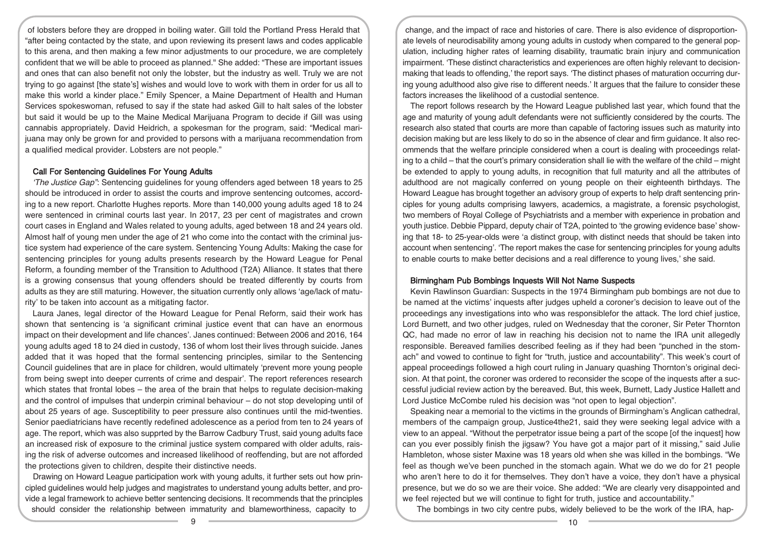of lobsters before they are dropped in boiling water. Gill told the Portland Press Herald that "after being contacted by the state, and upon reviewing its present laws and codes applicable to this arena, and then making a few minor adjustments to our procedure, we are completely confident that we will be able to proceed as planned." She added: "These are important issues and ones that can also benefit not only the lobster, but the industry as well. Truly we are not trying to go against [the state's] wishes and would love to work with them in order for us all to make this world a kinder place." Emily Spencer, a Maine Department of Health and Human Services spokeswoman, refused to say if the state had asked Gill to halt sales of the lobster but said it would be up to the Maine Medical Marijuana Program to decide if Gill was using cannabis appropriately. David Heidrich, a spokesman for the program, said: "Medical marijuana may only be grown for and provided to persons with a marijuana recommendation from a qualified medical provider. Lobsters are not people."

## Call For Sentencing Guidelines For Young Adults

*'The Justice Gap'*: Sentencing guidelines for young offenders aged between 18 years to 25 should be introduced in order to assist the courts and improve sentencing outcomes, according to a new report. Charlotte Hughes reports. More than 140,000 young adults aged 18 to 24 were sentenced in criminal courts last year. In 2017, 23 per cent of magistrates and crown court cases in England and Wales related to young adults, aged between 18 and 24 years old. Almost half of young men under the age of 21 who come into the contact with the criminal justice system had experience of the care system. Sentencing Young Adults: Making the case for sentencing principles for young adults presents research by the Howard League for Penal Reform, a founding member of the Transition to Adulthood (T2A) Alliance. It states that there is a growing consensus that young offenders should be treated differently by courts from adults as they are still maturing. However, the situation currently only allows 'age/lack of maturity' to be taken into account as a mitigating factor.

Laura Janes, legal director of the Howard League for Penal Reform, said their work has shown that sentencing is 'a significant criminal justice event that can have an enormous impact on their development and life chances'. Janes continued: Between 2006 and 2016, 164 young adults aged 18 to 24 died in custody, 136 of whom lost their lives through suicide. Janes added that it was hoped that the formal sentencing principles, similar to the Sentencing Council guidelines that are in place for children, would ultimately 'prevent more young people from being swept into deeper currents of crime and despair'. The report references research which states that frontal lobes – the area of the brain that helps to regulate decision-making and the control of impulses that underpin criminal behaviour – do not stop developing until of about 25 years of age. Susceptibility to peer pressure also continues until the mid-twenties. Senior paediatricians have recently redefined adolescence as a period from ten to 24 years of age. The report, which was also supprted by the Barrow Cadbury Trust, said young adults face an increased risk of exposure to the criminal justice system compared with older adults, raising the risk of adverse outcomes and increased likelihood of reoffending, but are not afforded the protections given to children, despite their distinctive needs.

Drawing on Howard League participation work with young adults, it further sets out how principled guidelines would help judges and magistrates to understand young adults better, and provide a legal framework to achieve better sentencing decisions. It recommends that the principles should consider the relationship between immaturity and blameworthiness, capacity to change, and the impact of race and histories of care. There is also evidence of disproportionate levels of neurodisability among young adults in custody when compared to the general population, including higher rates of learning disability, traumatic brain injury and communication impairment. 'These distinct characteristics and experiences are often highly relevant to decision-making that leads to offending,' the report says. 'The distinct phases of maturation occurring during young adulthood also give rise to different needs.' It argues that the failure to consider these factors increases the likelihood of a custodial sentence.

The report follows research by the Howard League published last year, which found that the age and maturity of young adult defendants were not sufficiently considered by the courts. The research also stated that courts are more than capable of factoring issues such as maturity into decision making but are less likely to do so in the absence of clear and firm guidance. It also recommends that the welfare principle considered when a court is dealing with proceedings relating to a child – that the court's primary consideration shall lie with the welfare of the child – might be extended to apply to young adults, in recognition that full maturity and all the attributes of adulthood are not magically conferred on young people on their eighteenth birthdays. The Howard League has brought together an advisory group of experts to help draft sentencing principles for young adults comprising lawyers, academics, a magistrate, a forensic psychologist, two members of Royal College of Psychiatrists and a member with experience in probation and youth justice. Debbie Pippard, deputy chair of T2A, pointed to 'the growing evidence base' showing that 18- to 25-year-olds were 'a distinct group, with distinct needs that should be taken into account when sentencing'. 'The report makes the case for sentencing principles for young adults to enable courts to make better decisions and a real difference to young lives,' she said.

## Birmingham Pub Bombings Inquests Will Not Name Suspects

Kevin Rawlinson Guardian: Suspects in the 1974 Birmingham pub bombings are not due to be named at the victims' inquests after judges upheld a coroner's decision to leave out of the proceedings any investigations into who was responsiblefor the attack. The lord chief justice, Lord Burnett, and two other judges, ruled on Wednesday that the coroner, Sir Peter Thornton QC, had made no error of law in reaching his decision not to name the IRA unit allegedly responsible. Bereaved families described feeling as if they had been "punched in the stomach" and vowed to continue to fight for "truth, justice and accountability." This week's court of appeal proceedings followed a high court ruling in January quashing Thornton's original decision. At that point, the coroner was ordered to reconsider the scope of the inquests after a successful judicial review action by the bereaved. But, this week, Burnett, Lady Justice Hallett and Lord Justice McCombe ruled his decision was "not open to legal objection".

Speaking near a memorial to the victims in the grounds of Birmingham's Anglican cathedral, members of the campaign group, Justice4the21, said they were seeking legal advice with a view to an appeal. "Without the perpetrator issue being a part of the scope [of the inquest] how can you ever possibly finish the jigsaw? You have got a major part of it missing," said Julie Hambleton, whose sister Maxine was 18 years old when she was killed in the bombings. "We feel as though we've been punched in the stomach again. What we do we do for 21 people who aren't here to do it for themselves. They don't have a voice, they don't have a physical presence, but we do so we are their voice. She added: "We are clearly very disappointed and we feel rejected but we will continue to fight for truth, justice and accountability."

The bombings in two city centre pubs, widely believed to be the work of the IRA, hap-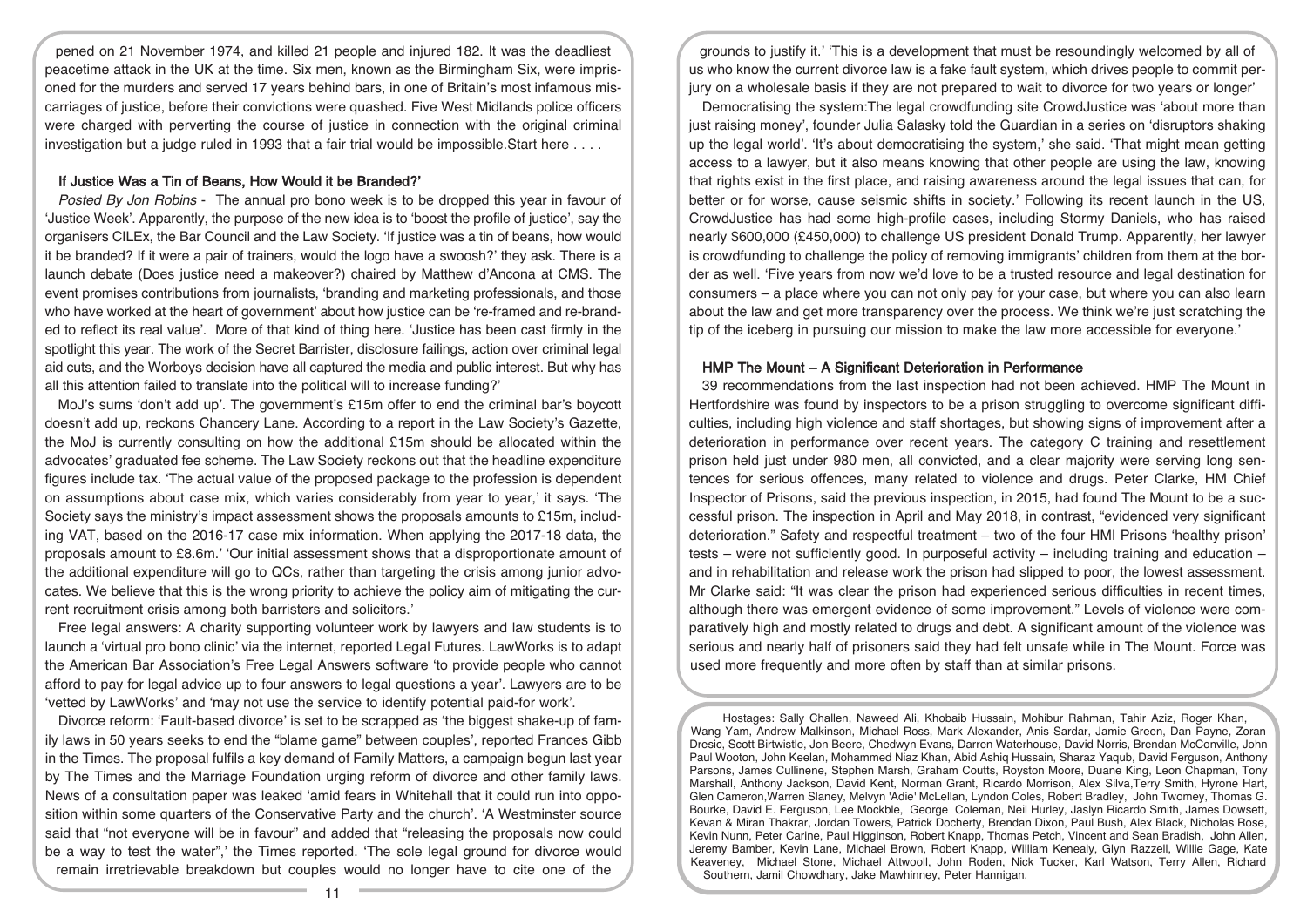pened on 21 November 1974, and killed 21 people and injured 182. It was the deadliest peacetime attack in the UK at the time. Six men, known as the Birmingham Six, were imprisoned for the murders and served 17 years behind bars, in one of Britain's most infamous miscarriages of justice, before their convictions were quashed. Five West Midlands police officers were charged with perverting the course of justice in connection with the original criminal investigation but a judge ruled in 1993 that a fair trial would be impossible.Start here . . . .

### If Justice Was a Tin of Beans, How Would it be Branded?'

*Posted By Jon Robins* - The annual pro bono week is to be dropped this year in favour of 'Justice Week'. Apparently, the purpose of the new idea is to 'boost the profile of justice', say the organisers CILEx, the Bar Council and the Law Society. 'If justice was a tin of beans, how would it be branded? If it were a pair of trainers, would the logo have a swoosh?' they ask. There is a launch debate (Does justice need a makeover?) chaired by Matthew d'Ancona at CMS. The event promises contributions from journalists, 'branding and marketing professionals, and those who have worked at the heart of government' about how justice can be 're-framed and re-branded to reflect its real value'. More of that kind of thing here. 'Justice has been cast firmly in the spotlight this year. The work of the Secret Barrister, disclosure failings, action over criminal legal aid cuts, and the Worboys decision have all captured the media and public interest. But why has all this attention failed to translate into the political will to increase funding?'

MoJ's sums 'don't add up'. The government's £15m offer to end the criminal bar's boycott doesn't add up, reckons Chancery Lane. According to a report in the Law Society's Gazette, the MoJ is currently consulting on how the additional £15m should be allocated within the advocates' graduated fee scheme. The Law Society reckons out that the headline expenditure figures include tax. 'The actual value of the proposed package to the profession is dependent on assumptions about case mix, which varies considerably from year to year,' it says. 'The Society says the ministry's impact assessment shows the proposals amounts to £15m, including VAT, based on the 2016-17 case mix information. When applying the 2017-18 data, the proposals amount to £8.6m.' 'Our initial assessment shows that a disproportionate amount of the additional expenditure will go to QCs, rather than targeting the crisis among junior advocates. We believe that this is the wrong priority to achieve the policy aim of mitigating the current recruitment crisis among both barristers and solicitors.'

Free legal answers: A charity supporting volunteer work by lawyers and law students is to launch a 'virtual pro bono clinic' via the internet, reported Legal Futures. LawWorks is to adapt the American Bar Association's Free Legal Answers software 'to provide people who cannot afford to pay for legal advice up to four answers to legal questions a year'. Lawyers are to be 'vetted by LawWorks' and 'may not use the service to identify potential paid-for work'.

Divorce reform: 'Fault-based divorce' is set to be scrapped as 'the biggest shake-up of family laws in 50 years seeks to end the "blame game" between couples', reported Frances Gibb in the Times. The proposal fulfils a key demand of Family Matters, a campaign begun last year by The Times and the Marriage Foundation urging reform of divorce and other family laws. News of a consultation paper was leaked 'amid fears in Whitehall that it could run into opposition within some quarters of the Conservative Party and the church'. 'A Westminster source said that "not everyone will be in favour" and added that "releasing the proposals now could be a way to test the water",' the Times reported. 'The sole legal ground for divorce would remain irretrievable breakdown but couples would no longer have to cite one of the grounds to justify it.' 'This is a development that must be resoundingly welcomed by all of us who know the current divorce law is a fake fault system, which drives people to commit perjury on a wholesale basis if they are not prepared to wait to divorce for two years or longer'

Democratising the system:The legal crowdfunding site CrowdJustice was 'about more than just raising money', founder Julia Salasky told the Guardian in a series on 'disruptors shaking up the legal world'. 'It's about democratising the system,' she said. 'That might mean getting access to a lawyer, but it also means knowing that other people are using the law, knowing that rights exist in the first place, and raising awareness around the legal issues that can, for better or for worse, cause seismic shifts in society.' Following its recent launch in the US, CrowdJustice has had some high-profile cases, including Stormy Daniels, who has raised nearly $600,000 (£450,000) to challenge US president Donald Trump. Apparently, her lawyer is crowdfunding to challenge the policy of removing immigrants' children from them at the border as well. 'Five years from now we'd love to be a trusted resource and legal destination for consumers – a place where you can not only pay for your case, but where you can also learn about the law and get more transparency over the process. We think we're just scratching the tip of the iceberg in pursuing our mission to make the law more accessible for everyone.'

### HMP The Mount – A Significant Deterioration in Performance

39 recommendations from the last inspection had not been achieved. HMP The Mount in Hertfordshire was found by inspectors to be a prison struggling to overcome significant difficulties, including high violence and staff shortages, but showing signs of improvement after a deterioration in performance over recent years. The category C training and resettlement prison held just under 980 men, all convicted, and a clear majority were serving long sentences for serious offences, many related to violence and drugs. Peter Clarke, HM Chief Inspector of Prisons, said the previous inspection, in 2015, had found The Mount to be a successful prison. The inspection in April and May 2018, in contrast, "evidenced very significant deterioration." Safety and respectful treatment – two of the four HMI Prisons 'healthy prison' tests – were not sufficiently good. In purposeful activity – including training and education – and in rehabilitation and release work the prison had slipped to poor, the lowest assessment. Mr Clarke said: "It was clear the prison had experienced serious difficulties in recent times, although there was emergent evidence of some improvement." Levels of violence were comparatively high and mostly related to drugs and debt. A significant amount of the violence was serious and nearly half of prisoners said they had felt unsafe while in The Mount. Force was used more frequently and more often by staff than at similar prisons.

Hostages: Sally Challen, Naweed Ali, Khobaib Hussain, Mohibur Rahman, Tahir Aziz, Roger Khan, Wang Yam, Andrew Malkinson, Michael Ross, Mark Alexander, Anis Sardar, Jamie Green, Dan Payne, Zoran Dresic, Scott Birtwistle, Jon Beere, Chedwyn Evans, Darren Waterhouse, David Norris, Brendan McConville, John Paul Wooton, John Keelan, Mohammed Niaz Khan, Abid Ashiq Hussain, Sharaz Yaqub, David Ferguson, Anthony Parsons, James Cullinene, Stephen Marsh, Graham Coutts, Royston Moore, Duane King, Leon Chapman, Tony Marshall, Anthony Jackson, David Kent, Norman Grant, Ricardo Morrison, Alex Silva,Terry Smith, Hyrone Hart, Glen Cameron,Warren Slaney, Melvyn 'Adie' McLellan, Lyndon Coles, Robert Bradley, John Twomey, Thomas G. Bourke, David E. Ferguson, Lee Mockble, George Coleman, Neil Hurley, Jaslyn Ricardo Smith, James Dowsett, Kevan & Miran Thakrar, Jordan Towers, Patrick Docherty, Brendan Dixon, Paul Bush, Alex Black, Nicholas Rose, Kevin Nunn, Peter Carine, Paul Higginson, Robert Knapp, Thomas Petch, Vincent and Sean Bradish, John Allen, Jeremy Bamber, Kevin Lane, Michael Brown, Robert Knapp, William Kenealy, Glyn Razzell, Willie Gage, Kate Keaveney, Michael Stone, Michael Attwooll, John Roden, Nick Tucker, Karl Watson, Terry Allen, Richard Southern, Jamil Chowdhary, Jake Mawhinney, Peter Hannigan.